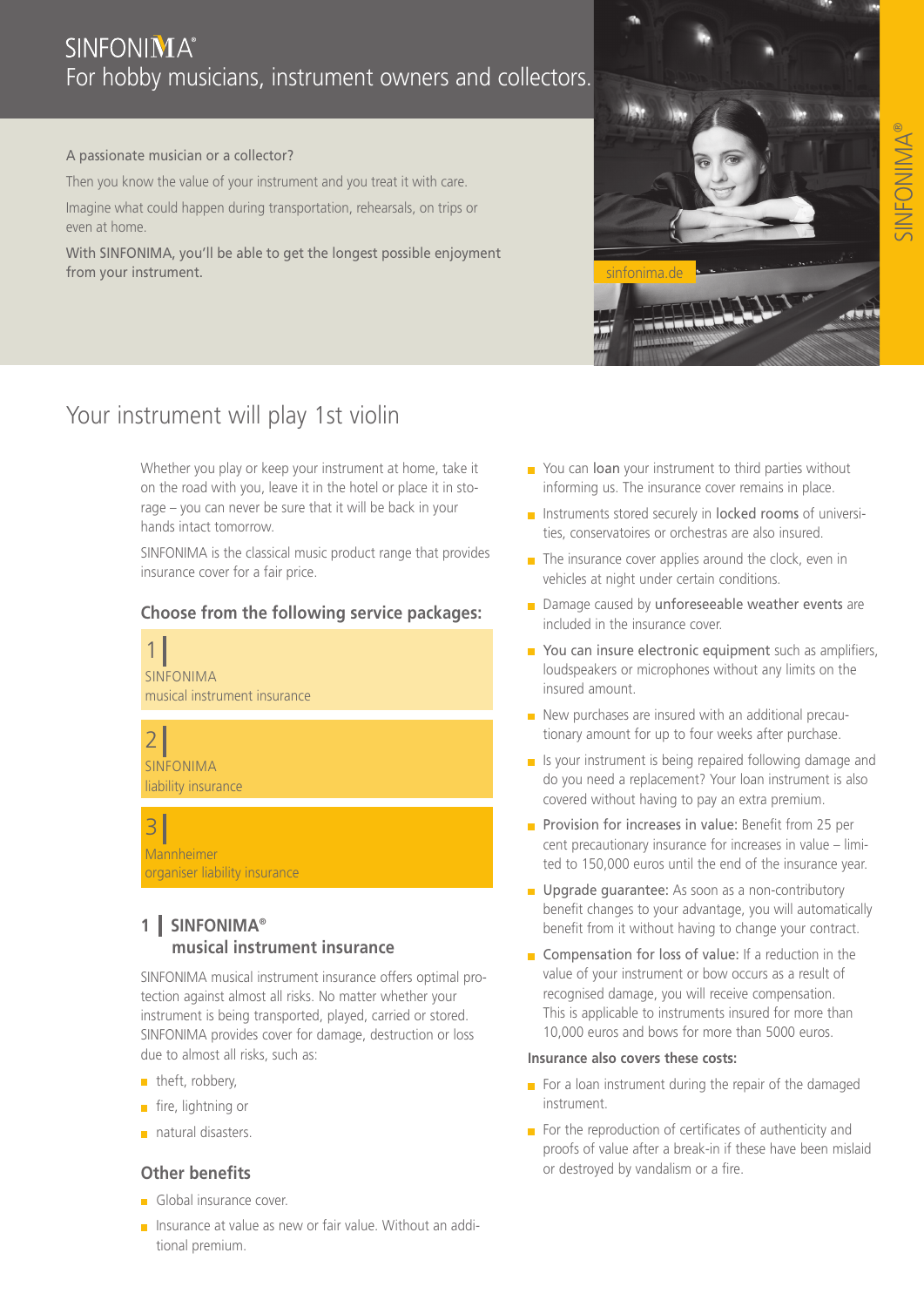# SINFONIMA®

For hobby musicians, instrument owners and collectors.

A passionate musician or a collector?

Then you know the value of your instrument and you treat it with care.

Imagine what could happen during transportation, rehearsals, on trips or even at home.

With SINFONIMA, you'll be able to get the longest possible enjoyment from your instrument.

sinfonima.de

SINFONIMA®

## Your instrument will play 1st violin

Whether you play or keep your instrument at home, take it on the road with you, leave it in the hotel or place it in storage – you can never be sure that it will be back in your hands intact tomorrow.

SINFONIMA is the classical music product range that provides insurance cover for a fair price.

### Choose from the following service packages:

1 | SINFONIMA musical instrument insurance

2 | SINFONIMA liability insurance

3 | Mannheimer organiser liability insurance

### 1 | SINFONIMA® musical instrument insurance

SINFONIMA musical instrument insurance offers optimal protection against almost all risks. No matter whether your instrument is being transported, played, carried or stored. SINFONIMA provides cover for damage, destruction or loss due to almost all risks, such as:

- theft, robbery,
- fire, lightning or
- natural disasters.

### Other benefits

- Global insurance cover.
- Insurance at value as new or fair value. Without an additional premium.
- You can **loan** your instrument to third parties without informing us. The insurance cover remains in place.
- Instruments stored securely in **locked rooms** of universities, conservatoires or orchestras are also insured.
- The insurance cover applies around the clock, even in vehicles at night under certain conditions.
- Damage caused by **unforeseeable weather events** are included in the insurance cover.
- **You can insure electronic equipment** such as amplifiers, loudspeakers or microphones without any limits on the insured amount.
- New purchases are insured with an additional precautionary amount for up to four weeks after purchase.
- Is your instrument is being repaired following damage and do you need a replacement? Your loan instrument is also covered without having to pay an extra premium.
- **Provision for increases in value:** Benefit from 25 per cent precautionary insurance for increases in value – limited to 150,000 euros until the end of the insurance year.
- **Upgrade guarantee:** As soon as a non-contributory benefit changes to your advantage, you will automatically benefit from it without having to change your contract.
- **Compensation for loss of value:** If a reduction in the value of your instrument or bow occurs as a result of recognised damage, you will receive compensation. This is applicable to instruments insured for more than 10,000 euros and bows for more than 5000 euros.

**Insurance also covers these costs:**

- For a loan instrument during the repair of the damaged instrument.
- For the reproduction of certificates of authenticity and proofs of value after a break-in if these have been mislaid or destroyed by vandalism or a fire.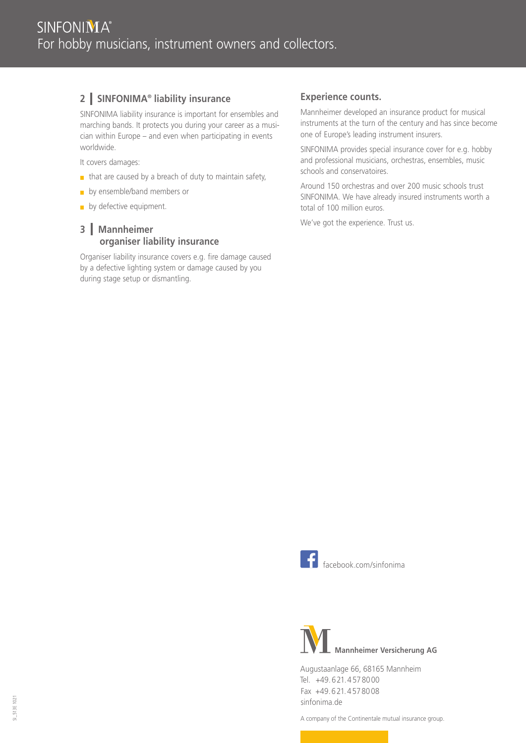## 2 SINFONIMA® liability insurance

SINFONIMA liability insurance is important for ensembles and marching bands. It protects you during your career as a musician within Europe – and even when participating in events worldwide.

It covers damages:

- that are caused by a breach of duty to maintain safety,
- by ensemble/band members or
- by defective equipment.

## 3 Mannheimer organiser liability insurance

Organiser liability insurance covers e.g. fire damage caused by a defective lighting system or damage caused by you during stage setup or dismantling.

## Experience counts.

Mannheimer developed an insurance product for musical instruments at the turn of the century and has since become one of Europe's leading instrument insurers.

SINFONIMA provides special insurance cover for e.g. hobby and professional musicians, orchestras, ensembles, music schools and conservatoires.

Around 150 orchestras and over 200 music schools trust SINFONIMA. We have already insured instruments worth a total of 100 million euros.

We've got the experience. Trust us.

facebook.com/sinfonima

**Mannheimer Versicherung AG**

Augustaanlage 66, 68165 Mannheim
Tel. +49.621.4578000
Fax +49.621.4578008
sinfonima.de

A company of the Continentale mutual insurance group.

SI_513E 1021